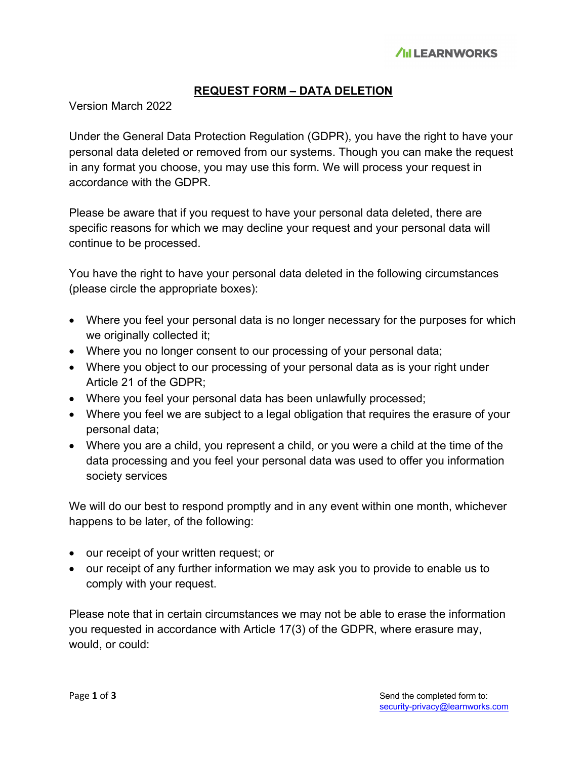# REQUEST FORM – DATA DELETION

Version March 2022

Under the General Data Protection Regulation (GDPR), you have the right to have your personal data deleted or removed from our systems. Though you can make the request in any format you choose, you may use this form. We will process your request in accordance with the GDPR.

Please be aware that if you request to have your personal data deleted, there are specific reasons for which we may decline your request and your personal data will continue to be processed.

You have the right to have your personal data deleted in the following circumstances (please circle the appropriate boxes):

- Where you feel your personal data is no longer necessary for the purposes for which we originally collected it;
- Where you no longer consent to our processing of your personal data;
- Where you object to our processing of your personal data as is your right under Article 21 of the GDPR;
- Where you feel your personal data has been unlawfully processed;
- Where you feel we are subject to a legal obligation that requires the erasure of your personal data;
- Where you are a child, you represent a child, or you were a child at the time of the data processing and you feel your personal data was used to offer you information society services

We will do our best to respond promptly and in any event within one month, whichever happens to be later, of the following:

- our receipt of your written request; or
- our receipt of any further information we may ask you to provide to enable us to comply with your request.

Please note that in certain circumstances we may not be able to erase the information you requested in accordance with Article 17(3) of the GDPR, where erasure may, would, or could:

Send the completed form to: security-privacy@learnworks.com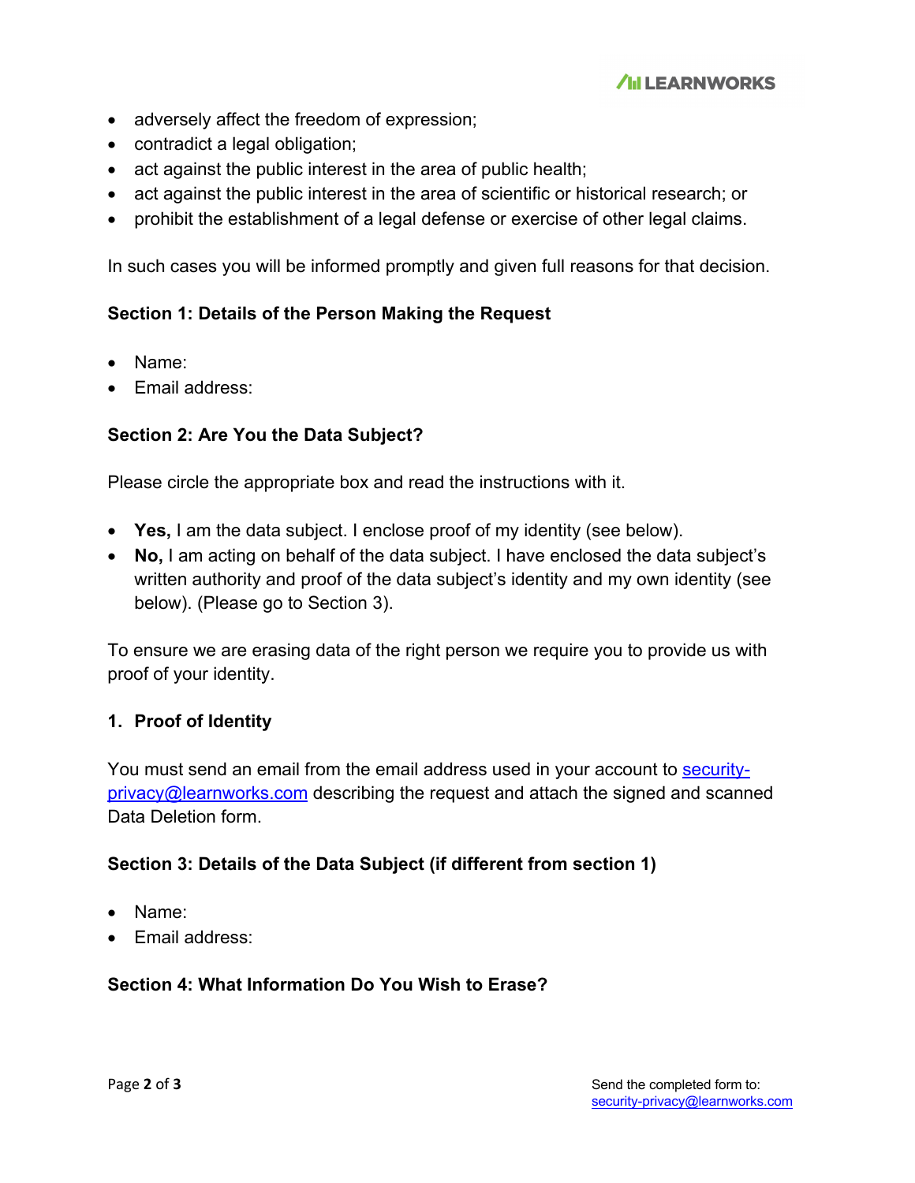- adversely affect the freedom of expression;
- contradict a legal obligation;
- act against the public interest in the area of public health;
- act against the public interest in the area of scientific or historical research; or
- prohibit the establishment of a legal defense or exercise of other legal claims.

In such cases you will be informed promptly and given full reasons for that decision.

**Section 1: Details of the Person Making the Request**

- Name:
- Email address:

**Section 2: Are You the Data Subject?**

Please circle the appropriate box and read the instructions with it.

- **Yes,** I am the data subject. I enclose proof of my identity (see below).
- **No,** I am acting on behalf of the data subject. I have enclosed the data subject's written authority and proof of the data subject's identity and my own identity (see below). (Please go to Section 3).

To ensure we are erasing data of the right person we require you to provide us with proof of your identity.

**1. Proof of Identity**

You must send an email from the email address used in your account to security-privacy@learnworks.com describing the request and attach the signed and scanned Data Deletion form.

**Section 3: Details of the Data Subject (if different from section 1)**

- Name:
- Email address:

**Section 4: What Information Do You Wish to Erase?**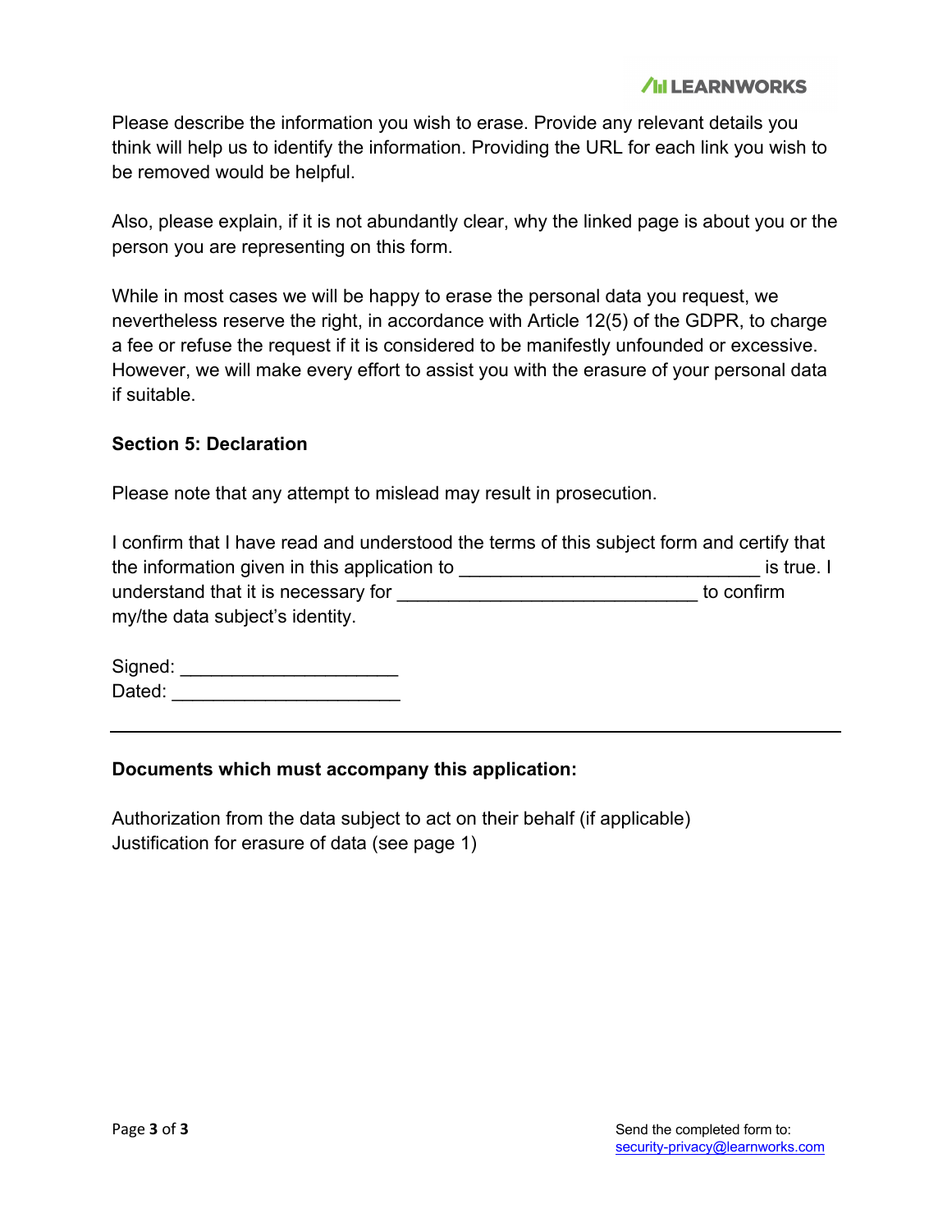Please describe the information you wish to erase. Provide any relevant details you think will help us to identify the information. Providing the URL for each link you wish to be removed would be helpful.

Also, please explain, if it is not abundantly clear, why the linked page is about you or the person you are representing on this form.

While in most cases we will be happy to erase the personal data you request, we nevertheless reserve the right, in accordance with Article 12(5) of the GDPR, to charge a fee or refuse the request if it is considered to be manifestly unfounded or excessive. However, we will make every effort to assist you with the erasure of your personal data if suitable.

**Section 5: Declaration**

Please note that any attempt to mislead may result in prosecution.

I confirm that I have read and understood the terms of this subject form and certify that the information given in this application to _____________________________ is true. I understand that it is necessary for _____________________________ to confirm my/the data subject's identity.

Signed: _____________________

Dated: ______________________

---

**Documents which must accompany this application:**

Authorization from the data subject to act on their behalf (if applicable)

Justification for erasure of data (see page 1)

Send the completed form to: security-privacy@learnworks.com